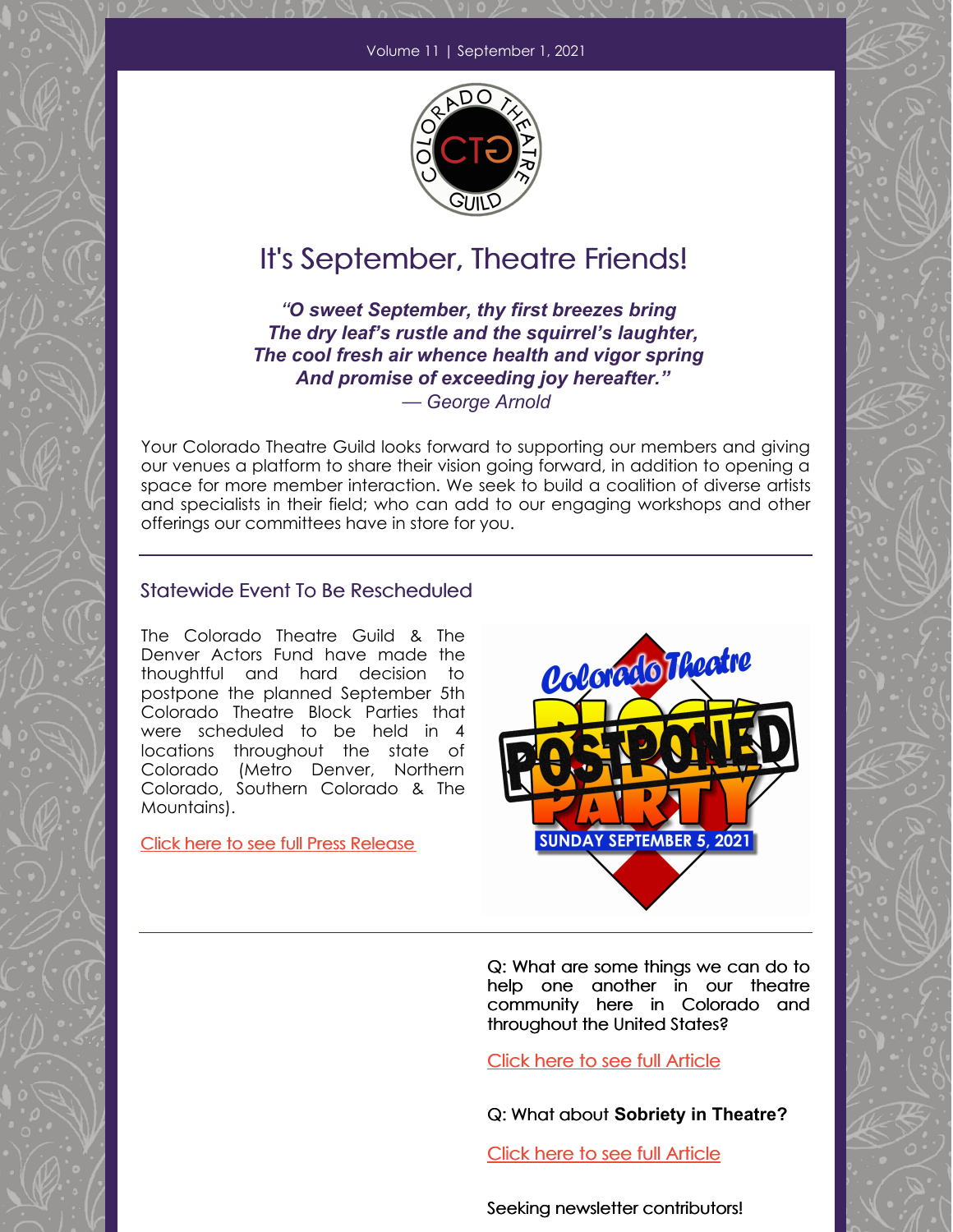Volume 11 | September 1, 2021

# It's September, Theatre Friends!

***"O sweet September, thy first breezes bring***
***The dry leaf's rustle and the squirrel's laughter,***
***The cool fresh air whence health and vigor spring***
***And promise of exceeding joy hereafter."***
*— George Arnold*

Your Colorado Theatre Guild looks forward to supporting our members and giving our venues a platform to share their vision going forward, in addition to opening a space for more member interaction. We seek to build a coalition of diverse artists and specialists in their field; who can add to our engaging workshops and other offerings our committees have in store for you.

---

## Statewide Event To Be Rescheduled

The Colorado Theatre Guild & The Denver Actors Fund have made the thoughtful and hard decision to postpone the planned September 5th Colorado Theatre Block Parties that were scheduled to be held in 4 locations throughout the state of Colorado (Metro Denver, Northern Colorado, Southern Colorado & The Mountains).

Click here to see full Press Release

---

Q: What are some things we can do to help one another in our theatre community here in Colorado and throughout the United States?

Click here to see full Article

Q: What about **Sobriety in Theatre?**

Click here to see full Article

Seeking newsletter contributors!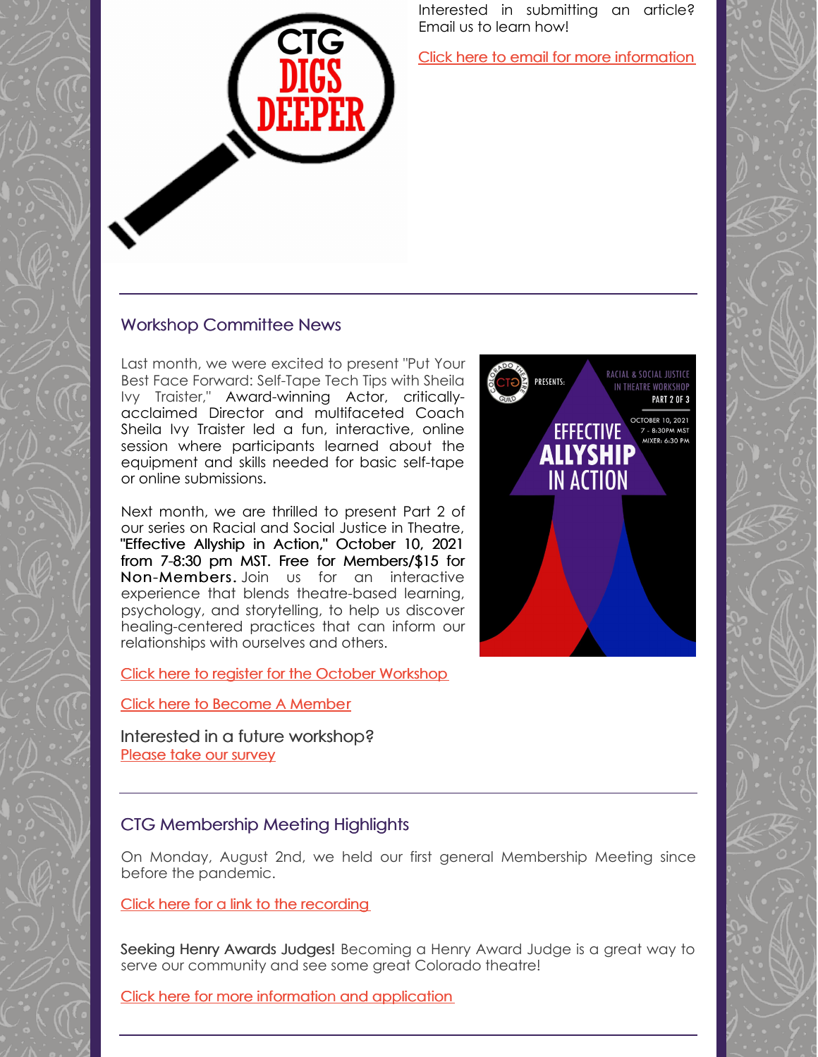Interested in submitting an article? Email us to learn how!

Click here to email for more information

## Workshop Committee News

Last month, we were excited to present "Put Your Best Face Forward: Self-Tape Tech Tips with Sheila Ivy Traister," Award-winning Actor, critically-acclaimed Director and multifaceted Coach Sheila Ivy Traister led a fun, interactive, online session where participants learned about the equipment and skills needed for basic self-tape or online submissions.

Next month, we are thrilled to present Part 2 of our series on Racial and Social Justice in Theatre, "Effective Allyship in Action," October 10, 2021 from 7-8:30 pm MST. Free for Members/$15 for Non-Members. Join us for an interactive experience that blends theatre-based learning, psychology, and storytelling, to help us discover healing-centered practices that can inform our relationships with ourselves and others.

Click here to register for the October Workshop

Click here to Become A Member

Interested in a future workshop?
Please take our survey

## CTG Membership Meeting Highlights

On Monday, August 2nd, we held our first general Membership Meeting since before the pandemic.

Click here for a link to the recording

Seeking Henry Awards Judges! Becoming a Henry Award Judge is a great way to serve our community and see some great Colorado theatre!

Click here for more information and application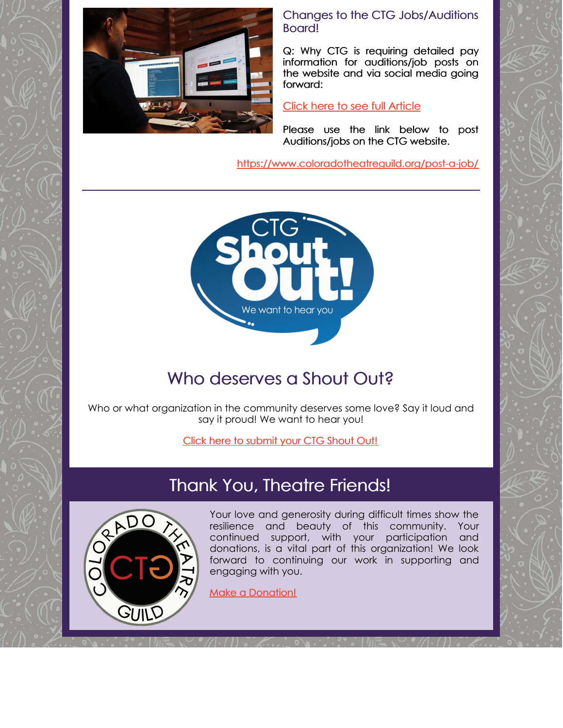## Changes to the CTG Jobs/Auditions Board!

Q: Why CTG is requiring detailed pay information for auditions/job posts on the website and via social media going forward:

Click here to see full Article

Please use the link below to post Auditions/jobs on the CTG website.

https://www.coloradotheatreguild.org/post-a-job/

---

## Who deserves a Shout Out?

Who or what organization in the community deserves some love? Say it loud and say it proud! We want to hear you!

Click here to submit your CTG Shout Out!

## Thank You, Theatre Friends!

Your love and generosity during difficult times show the resilience and beauty of this community. Your continued support, with your participation and donations, is a vital part of this organization! We look forward to continuing our work in supporting and engaging with you.

Make a Donation!